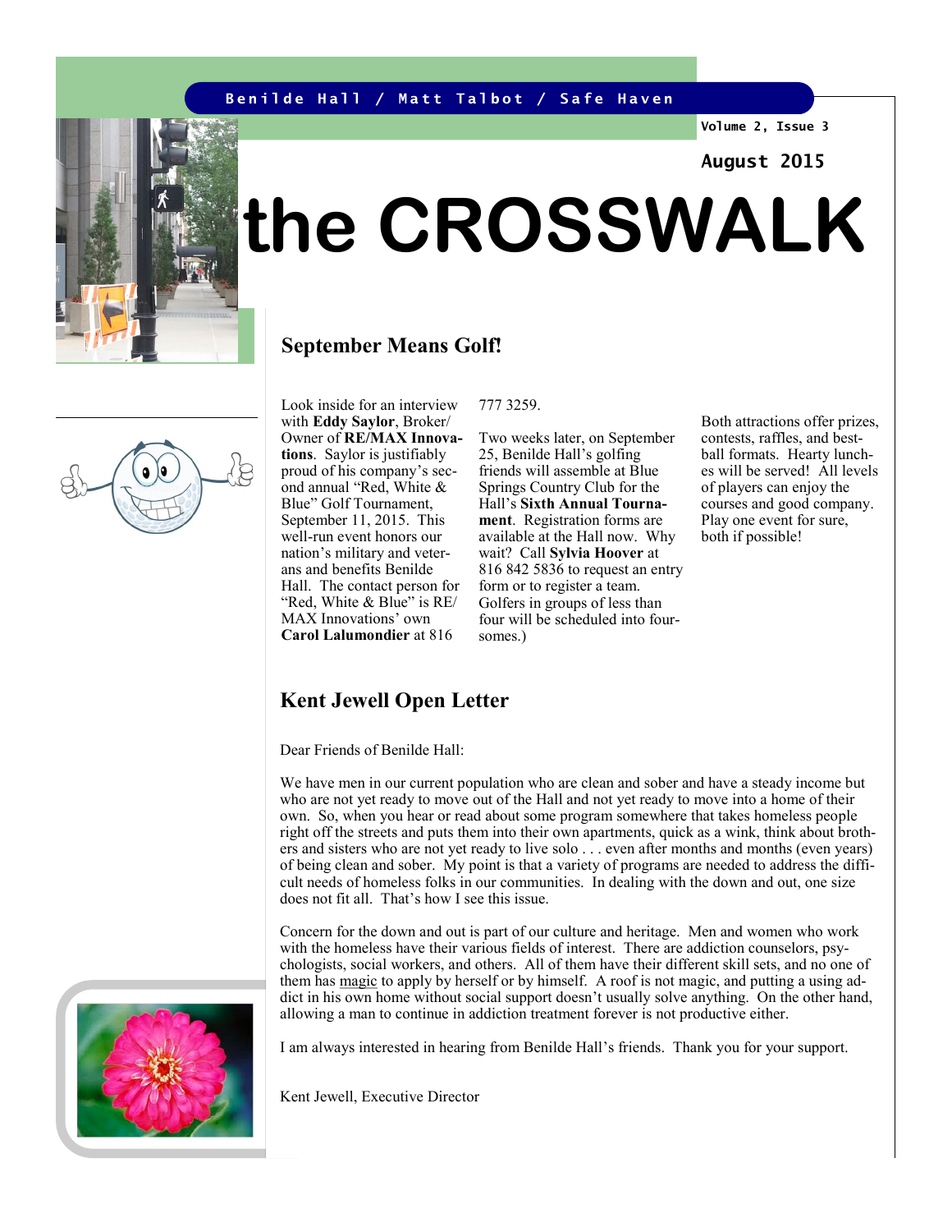Benilde Hall / Matt Talbot / Safe Haven

Volume 2, Issue 3

August 2015

# the CROSSWALK

## September Means Golf!

Look inside for an interview with **Eddy Saylor**, Broker/ Owner of **RE/MAX Innovations**. Saylor is justifiably proud of his company's second annual "Red, White & Blue" Golf Tournament, September 11, 2015. This well-run event honors our nation's military and veterans and benefits Benilde Hall. The contact person for "Red, White & Blue" is RE/MAX Innovations' own **Carol Lalumondier** at 816 777 3259.

Two weeks later, on September 25, Benilde Hall's golfing friends will assemble at Blue Springs Country Club for the Hall's **Sixth Annual Tournament**. Registration forms are available at the Hall now. Why wait? Call **Sylvia Hoover** at 816 842 5836 to request an entry form or to register a team. Golfers in groups of less than four will be scheduled into foursomes.)

Both attractions offer prizes, contests, raffles, and best-ball formats. Hearty lunches will be served! All levels of players can enjoy the courses and good company. Play one event for sure, both if possible!

## Kent Jewell Open Letter

Dear Friends of Benilde Hall:

We have men in our current population who are clean and sober and have a steady income but who are not yet ready to move out of the Hall and not yet ready to move into a home of their own. So, when you hear or read about some program somewhere that takes homeless people right off the streets and puts them into their own apartments, quick as a wink, think about brothers and sisters who are not yet ready to live solo . . . even after months and months (even years) of being clean and sober. My point is that a variety of programs are needed to address the difficult needs of homeless folks in our communities. In dealing with the down and out, one size does not fit all. That's how I see this issue.

Concern for the down and out is part of our culture and heritage. Men and women who work with the homeless have their various fields of interest. There are addiction counselors, psychologists, social workers, and others. All of them have their different skill sets, and no one of them has magic to apply by herself or by himself. A roof is not magic, and putting a using addict in his own home without social support doesn't usually solve anything. On the other hand, allowing a man to continue in addiction treatment forever is not productive either.

I am always interested in hearing from Benilde Hall's friends. Thank you for your support.

Kent Jewell, Executive Director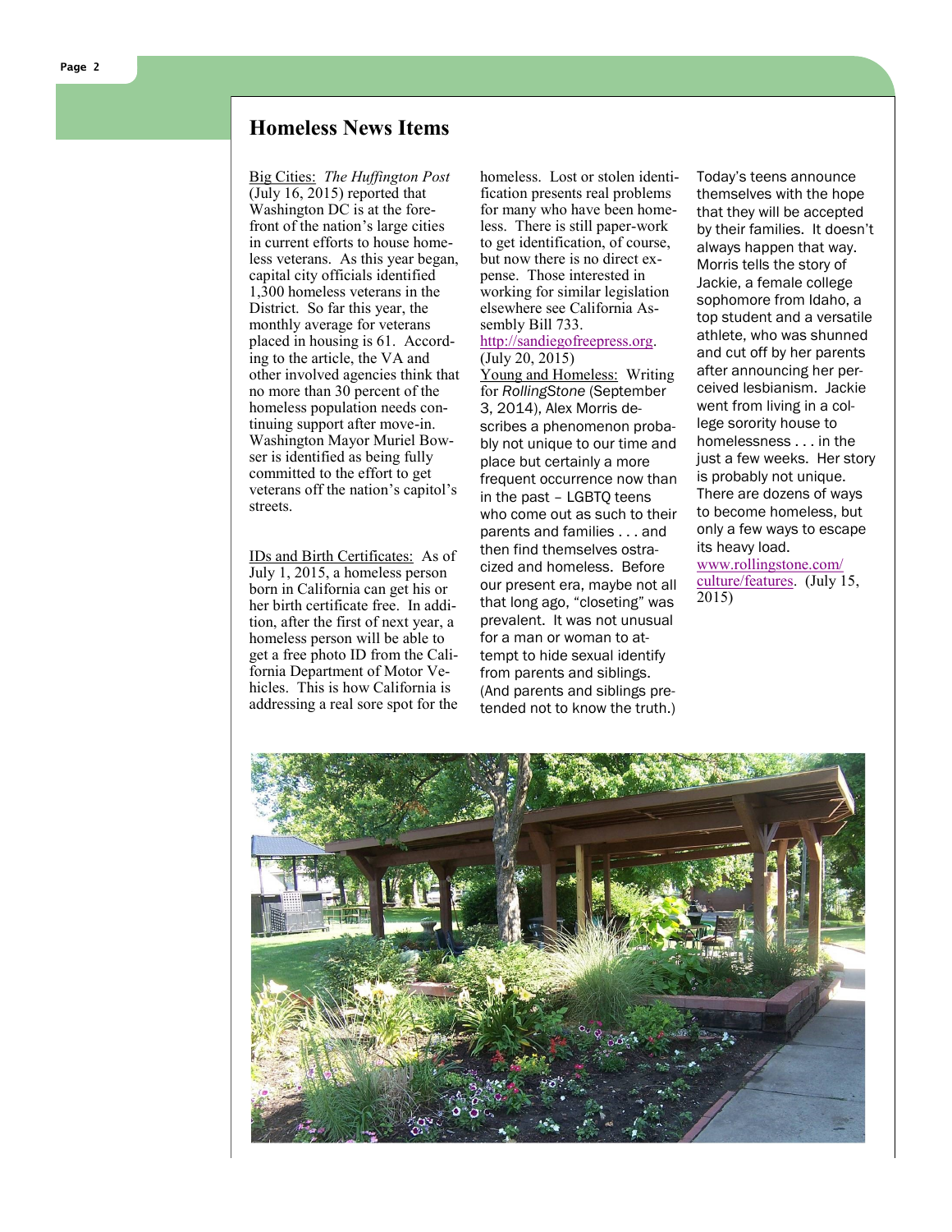## Homeless News Items

Big Cities: *The Huffington Post* (July 16, 2015) reported that Washington DC is at the forefront of the nation's large cities in current efforts to house homeless veterans. As this year began, capital city officials identified 1,300 homeless veterans in the District. So far this year, the monthly average for veterans placed in housing is 61. According to the article, the VA and other involved agencies think that no more than 30 percent of the homeless population needs continuing support after move-in. Washington Mayor Muriel Bowser is identified as being fully committed to the effort to get veterans off the nation's capitol's streets.

IDs and Birth Certificates: As of July 1, 2015, a homeless person born in California can get his or her birth certificate free. In addition, after the first of next year, a homeless person will be able to get a free photo ID from the California Department of Motor Vehicles. This is how California is addressing a real sore spot for the homeless. Lost or stolen identification presents real problems for many who have been homeless. There is still paper-work to get identification, of course, but now there is no direct expense. Those interested in working for similar legislation elsewhere see California Assembly Bill 733. http://sandiegofreepress.org. (July 20, 2015)

Young and Homeless: Writing for *RollingStone* (September 3, 2014), Alex Morris describes a phenomenon probably not unique to our time and place but certainly a more frequent occurrence now than in the past – LGBTQ teens who come out as such to their parents and families . . . and then find themselves ostracized and homeless. Before our present era, maybe not all that long ago, "closeting" was prevalent. It was not unusual for a man or woman to attempt to hide sexual identify from parents and siblings. (And parents and siblings pretended not to know the truth.) Today's teens announce themselves with the hope that they will be accepted by their families. It doesn't always happen that way. Morris tells the story of Jackie, a female college sophomore from Idaho, a top student and a versatile athlete, who was shunned and cut off by her parents after announcing her perceived lesbianism. Jackie went from living in a college sorority house to homelessness . . . in the just a few weeks. Her story is probably not unique. There are dozens of ways to become homeless, but only a few ways to escape its heavy load. www.rollingstone.com/culture/features. (July 15, 2015)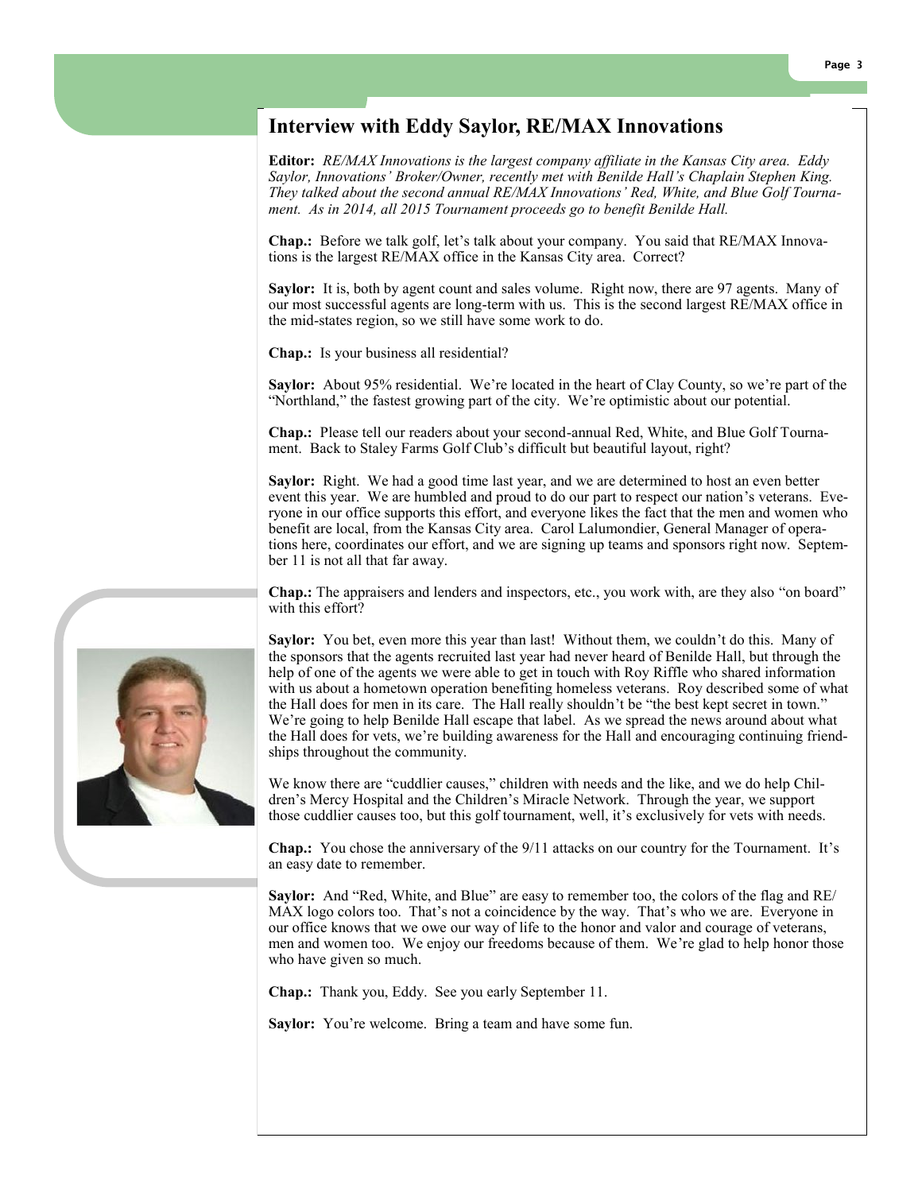## Interview with Eddy Saylor, RE/MAX Innovations

**Editor:** *RE/MAX Innovations is the largest company affiliate in the Kansas City area. Eddy Saylor, Innovations' Broker/Owner, recently met with Benilde Hall's Chaplain Stephen King. They talked about the second annual RE/MAX Innovations' Red, White, and Blue Golf Tournament. As in 2014, all 2015 Tournament proceeds go to benefit Benilde Hall.*

**Chap.:** Before we talk golf, let's talk about your company. You said that RE/MAX Innovations is the largest RE/MAX office in the Kansas City area. Correct?

**Saylor:** It is, both by agent count and sales volume. Right now, there are 97 agents. Many of our most successful agents are long-term with us. This is the second largest RE/MAX office in the mid-states region, so we still have some work to do.

**Chap.:** Is your business all residential?

**Saylor:** About 95% residential. We're located in the heart of Clay County, so we're part of the "Northland," the fastest growing part of the city. We're optimistic about our potential.

**Chap.:** Please tell our readers about your second-annual Red, White, and Blue Golf Tournament. Back to Staley Farms Golf Club's difficult but beautiful layout, right?

**Saylor:** Right. We had a good time last year, and we are determined to host an even better event this year. We are humbled and proud to do our part to respect our nation's veterans. Everyone in our office supports this effort, and everyone likes the fact that the men and women who benefit are local, from the Kansas City area. Carol Lalumondier, General Manager of operations here, coordinates our effort, and we are signing up teams and sponsors right now. September 11 is not all that far away.

**Chap.:** The appraisers and lenders and inspectors, etc., you work with, are they also "on board" with this effort?

**Saylor:** You bet, even more this year than last! Without them, we couldn't do this. Many of the sponsors that the agents recruited last year had never heard of Benilde Hall, but through the help of one of the agents we were able to get in touch with Roy Riffle who shared information with us about a hometown operation benefiting homeless veterans. Roy described some of what the Hall does for men in its care. The Hall really shouldn't be "the best kept secret in town." We're going to help Benilde Hall escape that label. As we spread the news around about what the Hall does for vets, we're building awareness for the Hall and encouraging continuing friendships throughout the community.

We know there are "cuddlier causes," children with needs and the like, and we do help Children's Mercy Hospital and the Children's Miracle Network. Through the year, we support those cuddlier causes too, but this golf tournament, well, it's exclusively for vets with needs.

**Chap.:** You chose the anniversary of the 9/11 attacks on our country for the Tournament. It's an easy date to remember.

**Saylor:** And "Red, White, and Blue" are easy to remember too, the colors of the flag and RE/MAX logo colors too. That's not a coincidence by the way. That's who we are. Everyone in our office knows that we owe our way of life to the honor and valor and courage of veterans, men and women too. We enjoy our freedoms because of them. We're glad to help honor those who have given so much.

**Chap.:** Thank you, Eddy. See you early September 11.

**Saylor:** You're welcome. Bring a team and have some fun.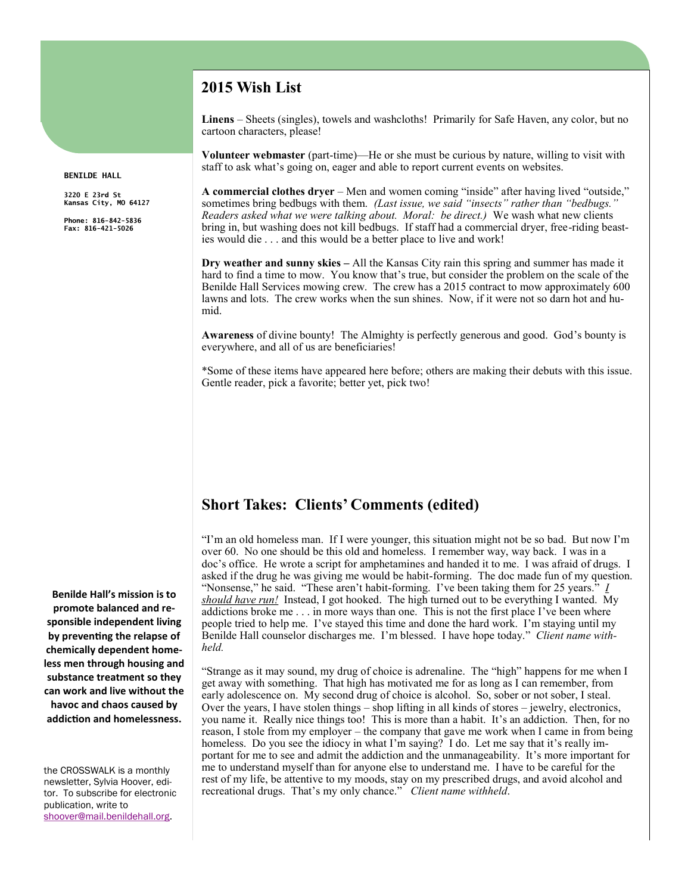**BENILDE HALL**

3220 E 23rd St
Kansas City, MO 64127

Phone: 816-842-5836
Fax: 816-421-5026

**Benilde Hall's mission is to promote balanced and responsible independent living by preventing the relapse of chemically dependent homeless men through housing and substance treatment so they can work and live without the havoc and chaos caused by addiction and homelessness.**

the CROSSWALK is a monthly newsletter, Sylvia Hoover, editor. To subscribe for electronic publication, write to shoover@mail.benildehall.org.

## 2015 Wish List

**Linens** – Sheets (singles), towels and washcloths! Primarily for Safe Haven, any color, but no cartoon characters, please!

**Volunteer webmaster** (part-time)—He or she must be curious by nature, willing to visit with staff to ask what's going on, eager and able to report current events on websites.

**A commercial clothes dryer** – Men and women coming "inside" after having lived "outside," sometimes bring bedbugs with them. *(Last issue, we said "insects" rather than "bedbugs." Readers asked what we were talking about. Moral: be direct.)* We wash what new clients bring in, but washing does not kill bedbugs. If staff had a commercial dryer, free-riding beasties would die . . . and this would be a better place to live and work!

**Dry weather and sunny skies –** All the Kansas City rain this spring and summer has made it hard to find a time to mow. You know that's true, but consider the problem on the scale of the Benilde Hall Services mowing crew. The crew has a 2015 contract to mow approximately 600 lawns and lots. The crew works when the sun shines. Now, if it were not so darn hot and humid.

**Awareness** of divine bounty! The Almighty is perfectly generous and good. God's bounty is everywhere, and all of us are beneficiaries!

*Some of these items have appeared here before; others are making their debuts with this issue. Gentle reader, pick a favorite; better yet, pick two!

## Short Takes: Clients' Comments (edited)

"I'm an old homeless man. If I were younger, this situation might not be so bad. But now I'm over 60. No one should be this old and homeless. I remember way, way back. I was in a doc's office. He wrote a script for amphetamines and handed it to me. I was afraid of drugs. I asked if the drug he was giving me would be habit-forming. The doc made fun of my question. "Nonsense," he said. "These aren't habit-forming. I've been taking them for 25 years." *I should have run!* Instead, I got hooked. The high turned out to be everything I wanted. My addictions broke me . . . in more ways than one. This is not the first place I've been where people tried to help me. I've stayed this time and done the hard work. I'm staying until my Benilde Hall counselor discharges me. I'm blessed. I have hope today." *Client name withheld.*

"Strange as it may sound, my drug of choice is adrenaline. The "high" happens for me when I get away with something. That high has motivated me for as long as I can remember, from early adolescence on. My second drug of choice is alcohol. So, sober or not sober, I steal. Over the years, I have stolen things – shop lifting in all kinds of stores – jewelry, electronics, you name it. Really nice things too! This is more than a habit. It's an addiction. Then, for no reason, I stole from my employer – the company that gave me work when I came in from being homeless. Do you see the idiocy in what I'm saying? I do. Let me say that it's really important for me to see and admit the addiction and the unmanageability. It's more important for me to understand myself than for anyone else to understand me. I have to be careful for the rest of my life, be attentive to my moods, stay on my prescribed drugs, and avoid alcohol and recreational drugs. That's my only chance." *Client name withheld*.